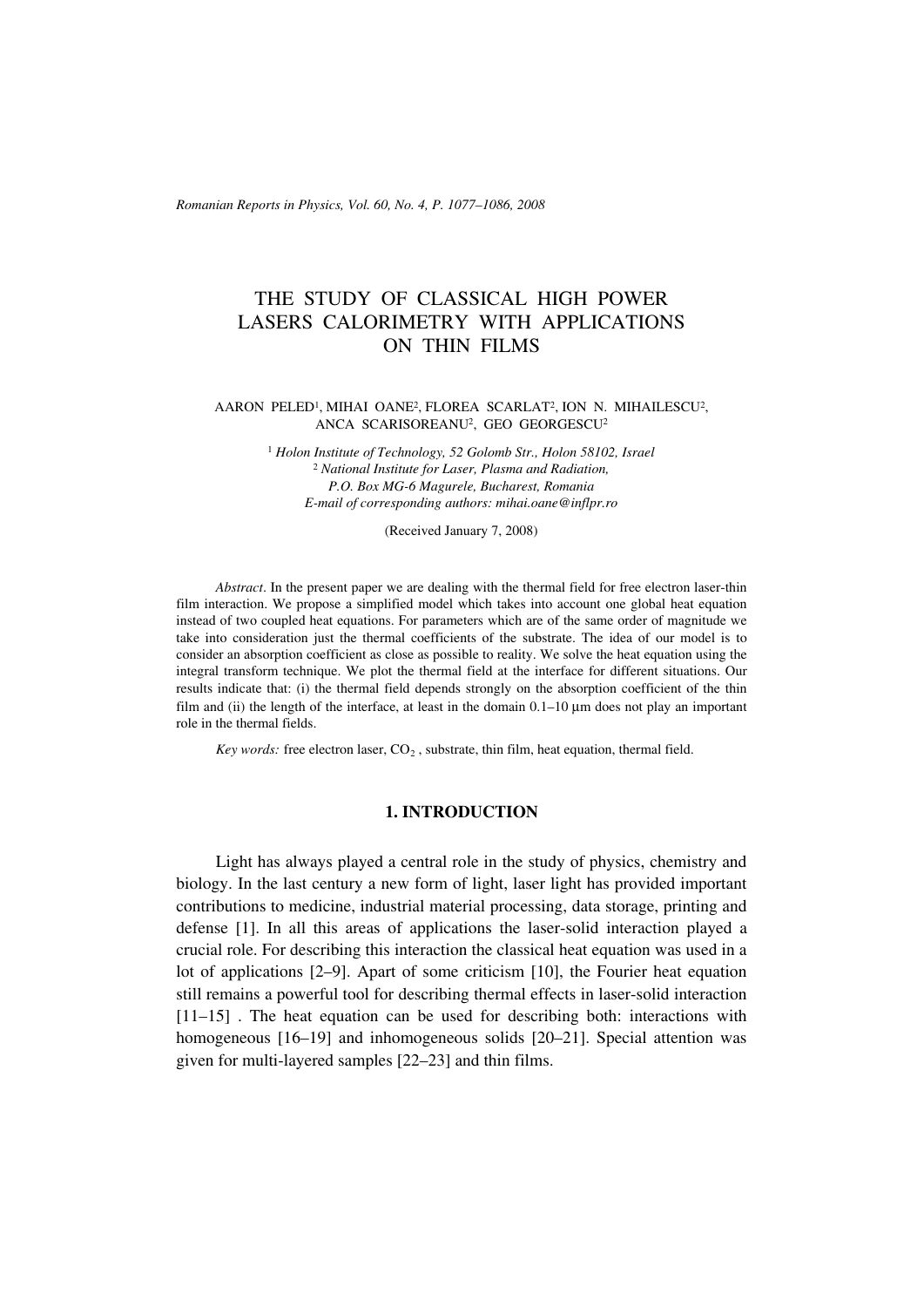# THE STUDY OF CLASSICAL HIGH POWER LASERS CALORIMETRY WITH APPLICATIONS ON THIN FILMS

AARON PELED[1], MIHAI OANE[2], FLOREA SCARLAT[2], ION N. MIHAILESCU[2], ANCA SCARISOREANU[2], GEO GEORGESCU[2]

[1] *Holon Institute of Technology, 52 Golomb Str., Holon 58102, Israel*
[2] *National Institute for Laser, Plasma and Radiation, P.O. Box MG-6 Magurele, Bucharest, Romania*
*E-mail of corresponding authors: mihai.oane@inflpr.ro*

(Received January 7, 2008)

*Abstract*. In the present paper we are dealing with the thermal field for free electron laser-thin film interaction. We propose a simplified model which takes into account one global heat equation instead of two coupled heat equations. For parameters which are of the same order of magnitude we take into consideration just the thermal coefficients of the substrate. The idea of our model is to consider an absorption coefficient as close as possible to reality. We solve the heat equation using the integral transform technique. We plot the thermal field at the interface for different situations. Our results indicate that: (i) the thermal field depends strongly on the absorption coefficient of the thin film and (ii) the length of the interface, at least in the domain 0.1–10 μm does not play an important role in the thermal fields.

*Key words:* free electron laser, $CO_2$, substrate, thin film, heat equation, thermal field.

## 1. INTRODUCTION

Light has always played a central role in the study of physics, chemistry and biology. In the last century a new form of light, laser light has provided important contributions to medicine, industrial material processing, data storage, printing and defense [1]. In all this areas of applications the laser-solid interaction played a crucial role. For describing this interaction the classical heat equation was used in a lot of applications [2–9]. Apart of some criticism [10], the Fourier heat equation still remains a powerful tool for describing thermal effects in laser-solid interaction [11–15] . The heat equation can be used for describing both: interactions with homogeneous [16–19] and inhomogeneous solids [20–21]. Special attention was given for multi-layered samples [22–23] and thin films.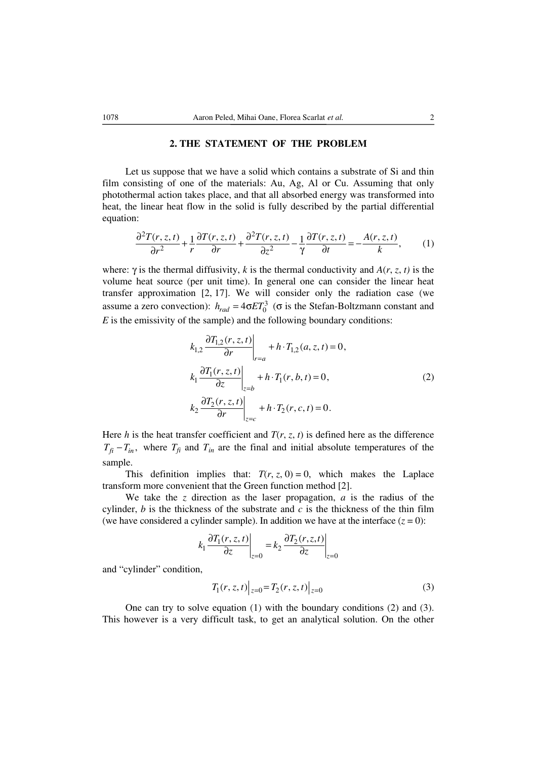## 2. THE STATEMENT OF THE PROBLEM

Let us suppose that we have a solid which contains a substrate of Si and thin film consisting of one of the materials: Au, Ag, Al or Cu. Assuming that only photothermal action takes place, and that all absorbed energy was transformed into heat, the linear heat flow in the solid is fully described by the partial differential equation:

$$\frac{\partial^2 T(r,z,t)}{\partial r^2} + \frac{1}{r}\frac{\partial T(r,z,t)}{\partial r} + \frac{\partial^2 T(r,z,t)}{\partial z^2} - \frac{1}{\gamma}\frac{\partial T(r,z,t)}{\partial t} = -\frac{A(r,z,t)}{k}, \tag{1}$$

where: $\gamma$ is the thermal diffusivity, $k$ is the thermal conductivity and $A(r, z, t)$ is the volume heat source (per unit time). In general one can consider the linear heat transfer approximation [2, 17]. We will consider only the radiation case (we assume a zero convection): $h_{rad} = 4\sigma E T_0^3$ ($\sigma$ is the Stefan-Boltzmann constant and $E$ is the emissivity of the sample) and the following boundary conditions:

$$\begin{aligned}
&k_{1,2}\left.\frac{\partial T_{1,2}(r,z,t)}{\partial r}\right|_{r=a} + h\cdot T_{1,2}(a,z,t) = 0,\\
&k_1\left.\frac{\partial T_1(r,z,t)}{\partial z}\right|_{z=b} + h\cdot T_1(r,b,t) = 0,\\
&k_2\left.\frac{\partial T_2(r,z,t)}{\partial r}\right|_{z=c} + h\cdot T_2(r,c,t) = 0.
\end{aligned} \tag{2}$$

Here $h$ is the heat transfer coefficient and $T(r, z, t)$ is defined here as the difference $T_{fi} - T_{in}$, where $T_{fi}$ and $T_{in}$ are the final and initial absolute temperatures of the sample.

This definition implies that: $T(r, z, 0) = 0$, which makes the Laplace transform more convenient that the Green function method [2].

We take the $z$ direction as the laser propagation, $a$ is the radius of the cylinder, $b$ is the thickness of the substrate and $c$ is the thickness of the thin film (we have considered a cylinder sample). In addition we have at the interface ($z = 0$):

$$k_1\left.\frac{\partial T_1(r,z,t)}{\partial z}\right|_{z=0} = k_2\left.\frac{\partial T_2(r,z,t)}{\partial z}\right|_{z=0}$$

and "cylinder" condition,

$$T_1(r,z,t)\big|_{z=0} = T_2(r,z,t)\big|_{z=0} \tag{3}$$

One can try to solve equation (1) with the boundary conditions (2) and (3). This however is a very difficult task, to get an analytical solution. On the other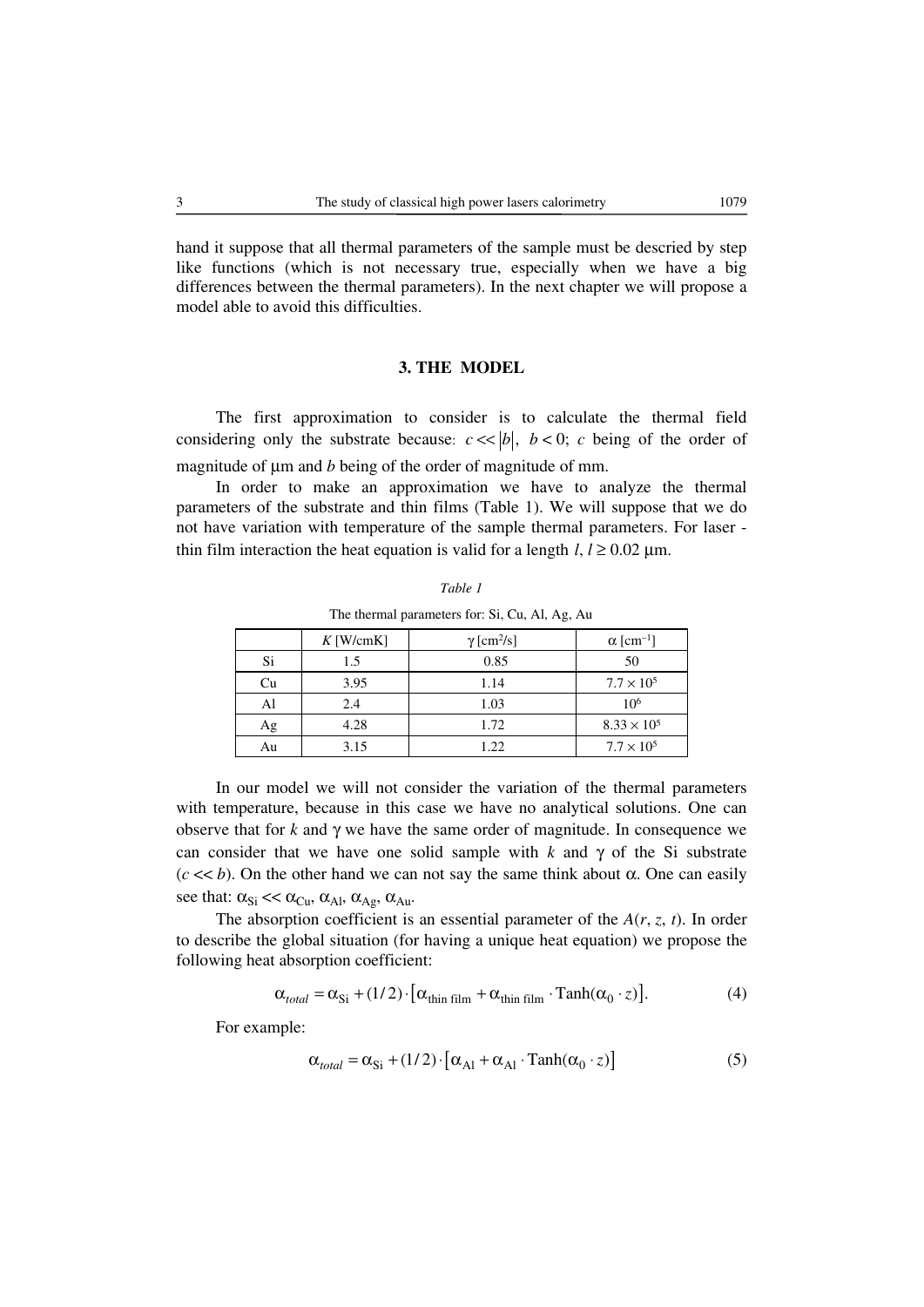hand it suppose that all thermal parameters of the sample must be descried by step like functions (which is not necessary true, especially when we have a big differences between the thermal parameters). In the next chapter we will propose a model able to avoid this difficulties.

### 3. THE MODEL

The first approximation to consider is to calculate the thermal field considering only the substrate because: $c << |b|,\ b < 0$; $c$ being of the order of magnitude of μm and $b$ being of the order of magnitude of mm.

In order to make an approximation we have to analyze the thermal parameters of the substrate and thin films (Table 1). We will suppose that we do not have variation with temperature of the sample thermal parameters. For laser - thin film interaction the heat equation is valid for a length $l$, $l \geq 0.02$ μm.

*Table 1*

The thermal parameters for: Si, Cu, Al, Ag, Au

| | $K$ [W/cmK] | $\gamma$ [cm$^2$/s] | $\alpha$ [cm$^{-1}$] |
|---|---|---|---|
| Si | 1.5 | 0.85 | 50 |
| Cu | 3.95 | 1.14 | $7.7 \times 10^5$ |
| Al | 2.4 | 1.03 | $10^6$ |
| Ag | 4.28 | 1.72 | $8.33 \times 10^5$ |
| Au | 3.15 | 1.22 | $7.7 \times 10^5$ |

In our model we will not consider the variation of the thermal parameters with temperature, because in this case we have no analytical solutions. One can observe that for $k$ and $\gamma$ we have the same order of magnitude. In consequence we can consider that we have one solid sample with $k$ and $\gamma$ of the Si substrate ($c << b$). On the other hand we can not say the same think about $\alpha$. One can easily see that: $\alpha_{\mathrm{Si}} << \alpha_{\mathrm{Cu}}, \alpha_{\mathrm{Al}}, \alpha_{\mathrm{Ag}}, \alpha_{\mathrm{Au}}$.

The absorption coefficient is an essential parameter of the $A(r, z, t)$. In order to describe the global situation (for having a unique heat equation) we propose the following heat absorption coefficient:

$$\alpha_{total} = \alpha_{\mathrm{Si}} + (1/2) \cdot \left[\alpha_{\text{thin film}} + \alpha_{\text{thin film}} \cdot \mathrm{Tanh}(\alpha_0 \cdot z)\right]. \tag{4}$$

For example:

$$\alpha_{total} = \alpha_{\mathrm{Si}} + (1/2) \cdot \left[\alpha_{\mathrm{Al}} + \alpha_{\mathrm{Al}} \cdot \mathrm{Tanh}(\alpha_0 \cdot z)\right] \tag{5}$$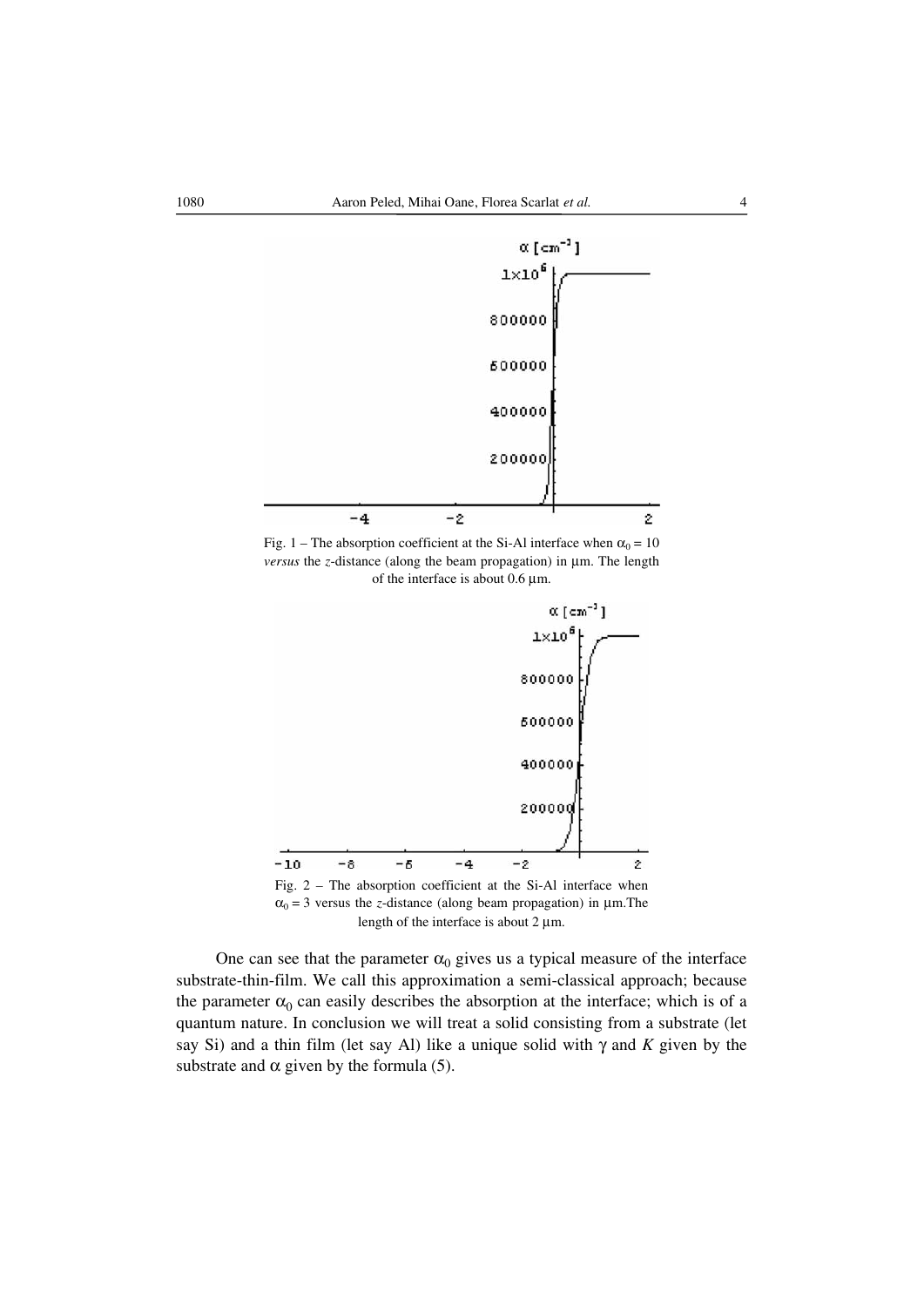Fig. 1 – The absorption coefficient at the Si-Al interface when $\alpha_0 = 10$ *versus* the $z$-distance (along the beam propagation) in μm. The length of the interface is about 0.6 μm.

Fig. 2 – The absorption coefficient at the Si-Al interface when $\alpha_0 = 3$ versus the $z$-distance (along beam propagation) in μm.The length of the interface is about 2 μm.

One can see that the parameter $\alpha_0$ gives us a typical measure of the interface substrate-thin-film. We call this approximation a semi-classical approach; because the parameter $\alpha_0$ can easily describes the absorption at the interface; which is of a quantum nature. In conclusion we will treat a solid consisting from a substrate (let say Si) and a thin film (let say Al) like a unique solid with $\gamma$ and $K$ given by the substrate and $\alpha$ given by the formula (5).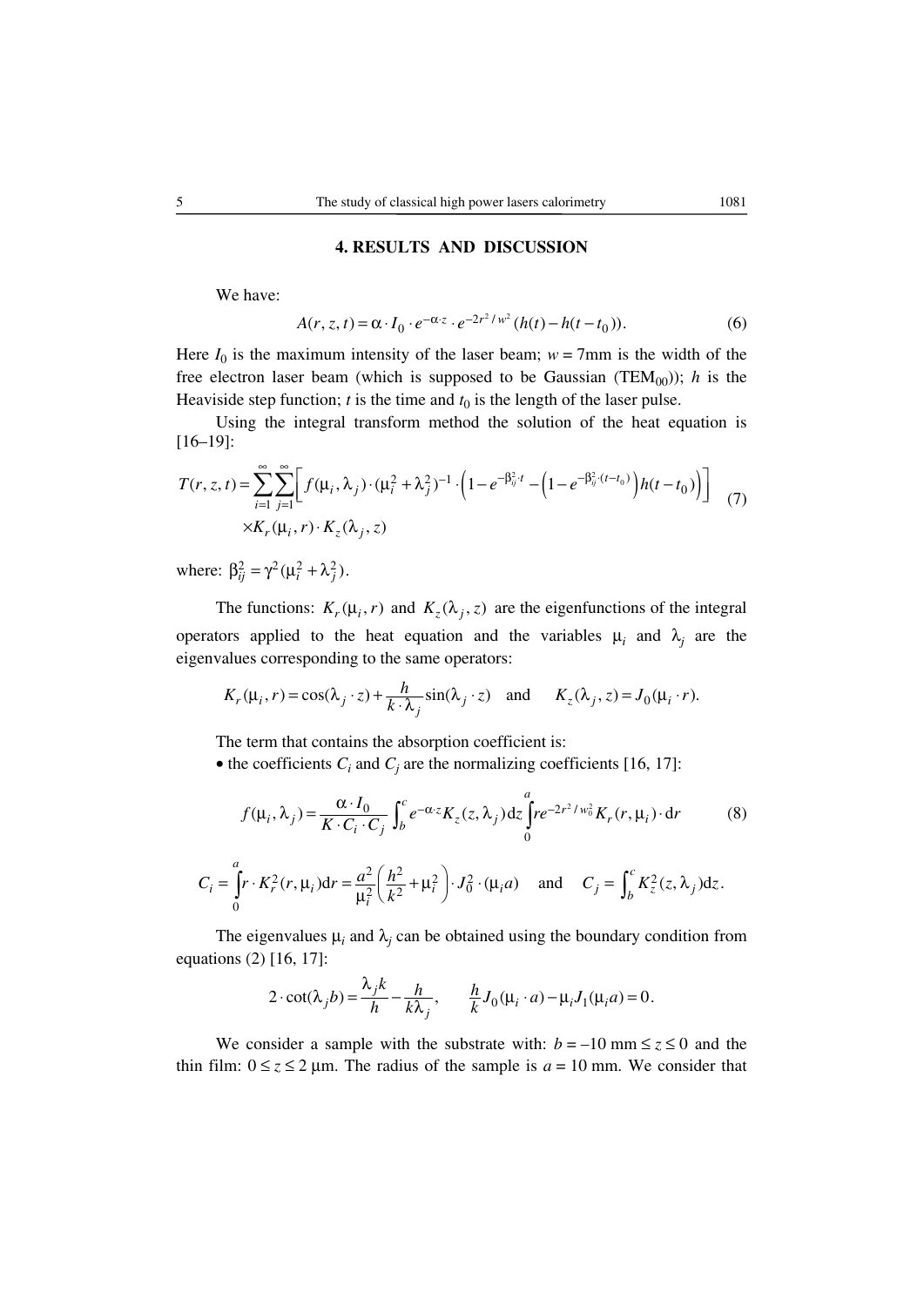## 4. RESULTS AND DISCUSSION

We have:

$$A(r,z,t) = \alpha \cdot I_0 \cdot e^{-\alpha \cdot z} \cdot e^{-2r^2/w^2}(h(t) - h(t-t_0)). \tag{6}$$

Here $I_0$ is the maximum intensity of the laser beam; $w = 7$mm is the width of the free electron laser beam (which is supposed to be Gaussian ($TEM_{00}$)); $h$ is the Heaviside step function; $t$ is the time and $t_0$ is the length of the laser pulse.

Using the integral transform method the solution of the heat equation is [16–19]:

$$\begin{aligned} T(r,z,t) = &\sum_{i=1}^{\infty}\sum_{j=1}^{\infty}\left[ f(\mu_i,\lambda_j)\cdot(\mu_i^2+\lambda_j^2)^{-1}\cdot\left(1-e^{-\beta_{ij}^2\cdot t}-\left(1-e^{-\beta_{ij}^2\cdot(t-t_0)}\right)h(t-t_0)\right)\right] \\ &\times K_r(\mu_i,r)\cdot K_z(\lambda_j,z) \end{aligned} \tag{7}$$

where: $\beta_{ij}^2 = \gamma^2(\mu_i^2+\lambda_j^2)$.

The functions: $K_r(\mu_i,r)$ and $K_z(\lambda_j,z)$ are the eigenfunctions of the integral operators applied to the heat equation and the variables $\mu_i$ and $\lambda_j$ are the eigenvalues corresponding to the same operators:

$$K_r(\mu_i,r) = \cos(\lambda_j\cdot z) + \frac{h}{k\cdot\lambda_j}\sin(\lambda_j\cdot z) \quad \text{and} \quad K_z(\lambda_j,z) = J_0(\mu_i\cdot r).$$

The term that contains the absorption coefficient is:

- the coefficients $C_i$ and $C_j$ are the normalizing coefficients [16, 17]:

$$f(\mu_i,\lambda_j) = \frac{\alpha\cdot I_0}{K\cdot C_i\cdot C_j}\int_b^c e^{-\alpha\cdot z}K_z(z,\lambda_j)\,\mathrm{d}z\int_0^a re^{-2r^2/w_0^2}K_r(r,\mu_i)\cdot\mathrm{d}r \tag{8}$$

$$C_i = \int_0^a r\cdot K_r^2(r,\mu_i)\mathrm{d}r = \frac{a^2}{\mu_i^2}\left(\frac{h^2}{k^2}+\mu_i^2\right)\cdot J_0^2\cdot(\mu_i a) \quad \text{and} \quad C_j = \int_b^c K_z^2(z,\lambda_j)\mathrm{d}z.$$

The eigenvalues $\mu_i$ and $\lambda_j$ can be obtained using the boundary condition from equations (2) [16, 17]:

$$2\cdot\cot(\lambda_j b) = \frac{\lambda_j k}{h} - \frac{h}{k\lambda_j}, \qquad \frac{h}{k}J_0(\mu_i\cdot a) - \mu_i J_1(\mu_i a) = 0.$$

We consider a sample with the substrate with: $b = -10$ mm $\le z \le 0$ and the thin film: $0 \le z \le 2$ μm. The radius of the sample is $a = 10$ mm. We consider that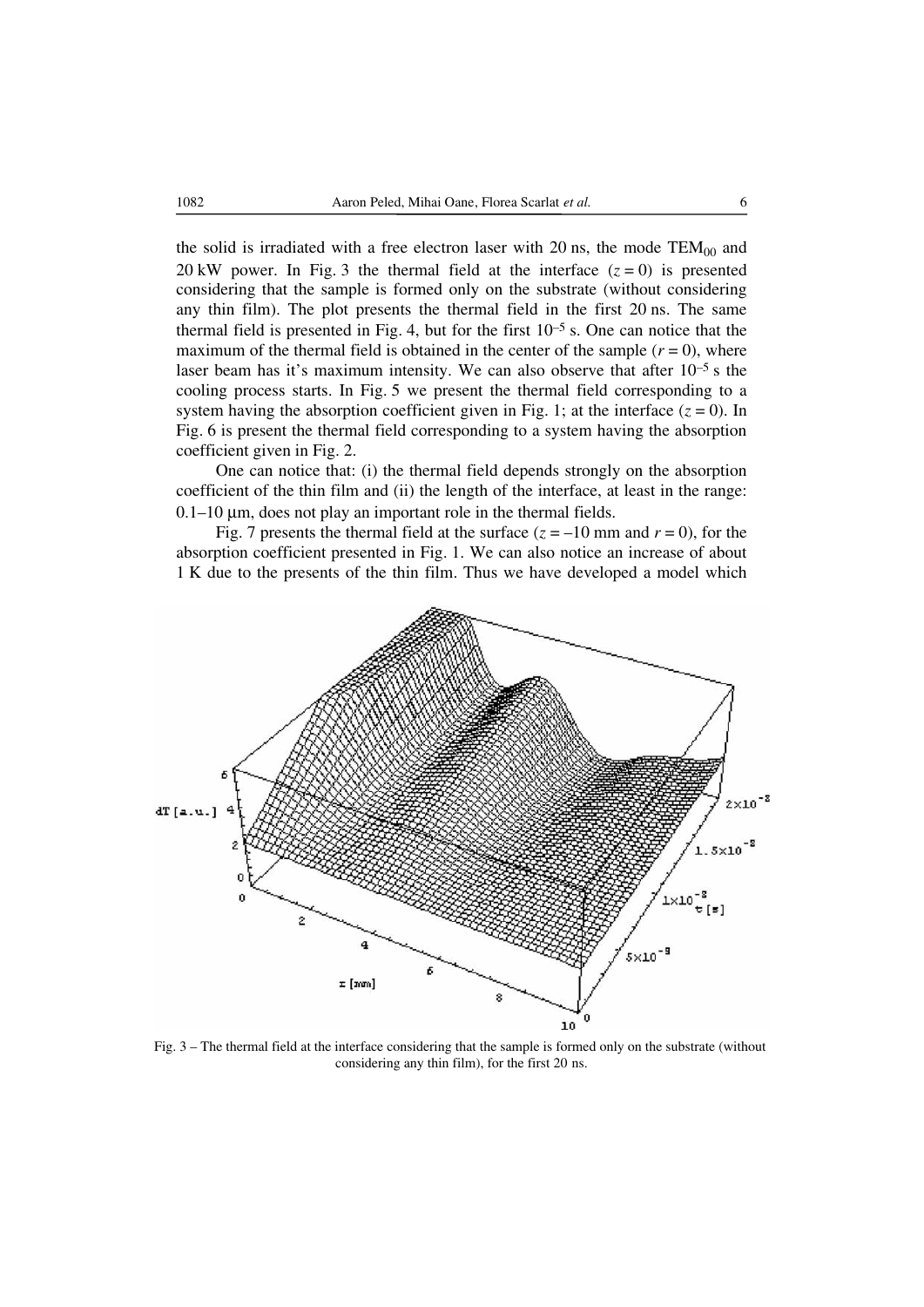the solid is irradiated with a free electron laser with 20 ns, the mode $TEM_{00}$ and 20 kW power. In Fig. 3 the thermal field at the interface ($z = 0$) is presented considering that the sample is formed only on the substrate (without considering any thin film). The plot presents the thermal field in the first 20 ns. The same thermal field is presented in Fig. 4, but for the first $10^{-5}$ s. One can notice that the maximum of the thermal field is obtained in the center of the sample ($r = 0$), where laser beam has it's maximum intensity. We can also observe that after $10^{-5}$ s the cooling process starts. In Fig. 5 we present the thermal field corresponding to a system having the absorption coefficient given in Fig. 1; at the interface ($z = 0$). In Fig. 6 is present the thermal field corresponding to a system having the absorption coefficient given in Fig. 2.

One can notice that: (i) the thermal field depends strongly on the absorption coefficient of the thin film and (ii) the length of the interface, at least in the range: 0.1–10 μm, does not play an important role in the thermal fields.

Fig. 7 presents the thermal field at the surface ($z = -10$ mm and $r = 0$), for the absorption coefficient presented in Fig. 1. We can also notice an increase of about 1 K due to the presents of the thin film. Thus we have developed a model which

Fig. 3 – The thermal field at the interface considering that the sample is formed only on the substrate (without considering any thin film), for the first 20 ns.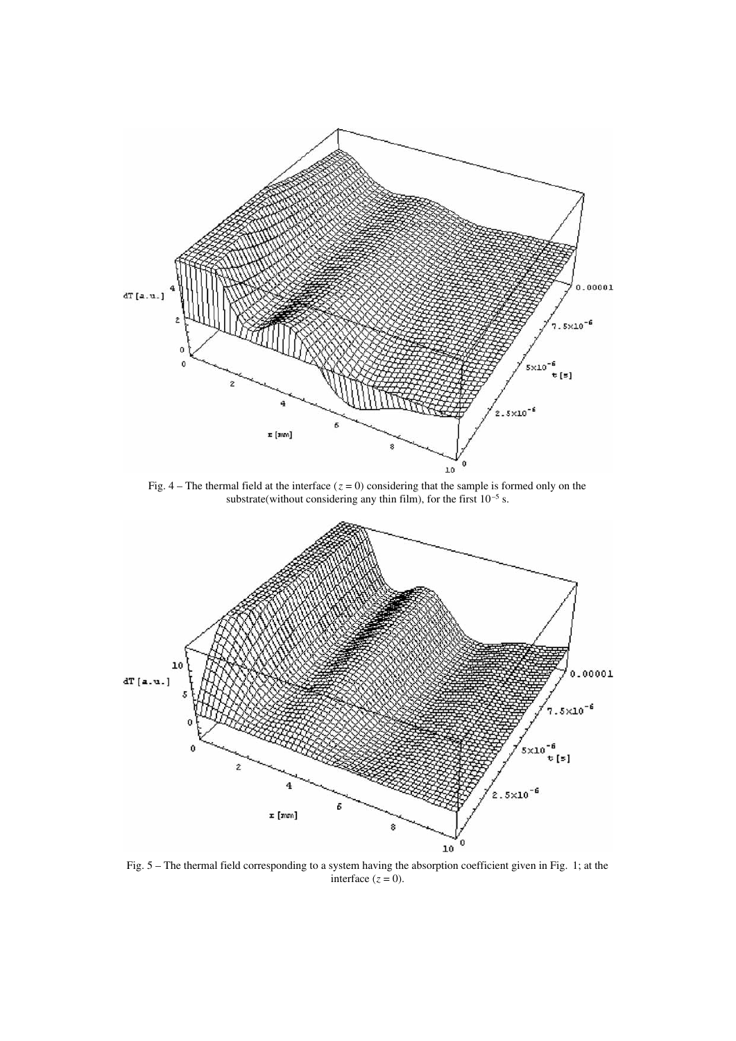Fig. 4 – The thermal field at the interface ($z = 0$) considering that the sample is formed only on the substrate(without considering any thin film), for the first $10^{-5}$ s.

Fig. 5 – The thermal field corresponding to a system having the absorption coefficient given in Fig. 1; at the interface ($z = 0$).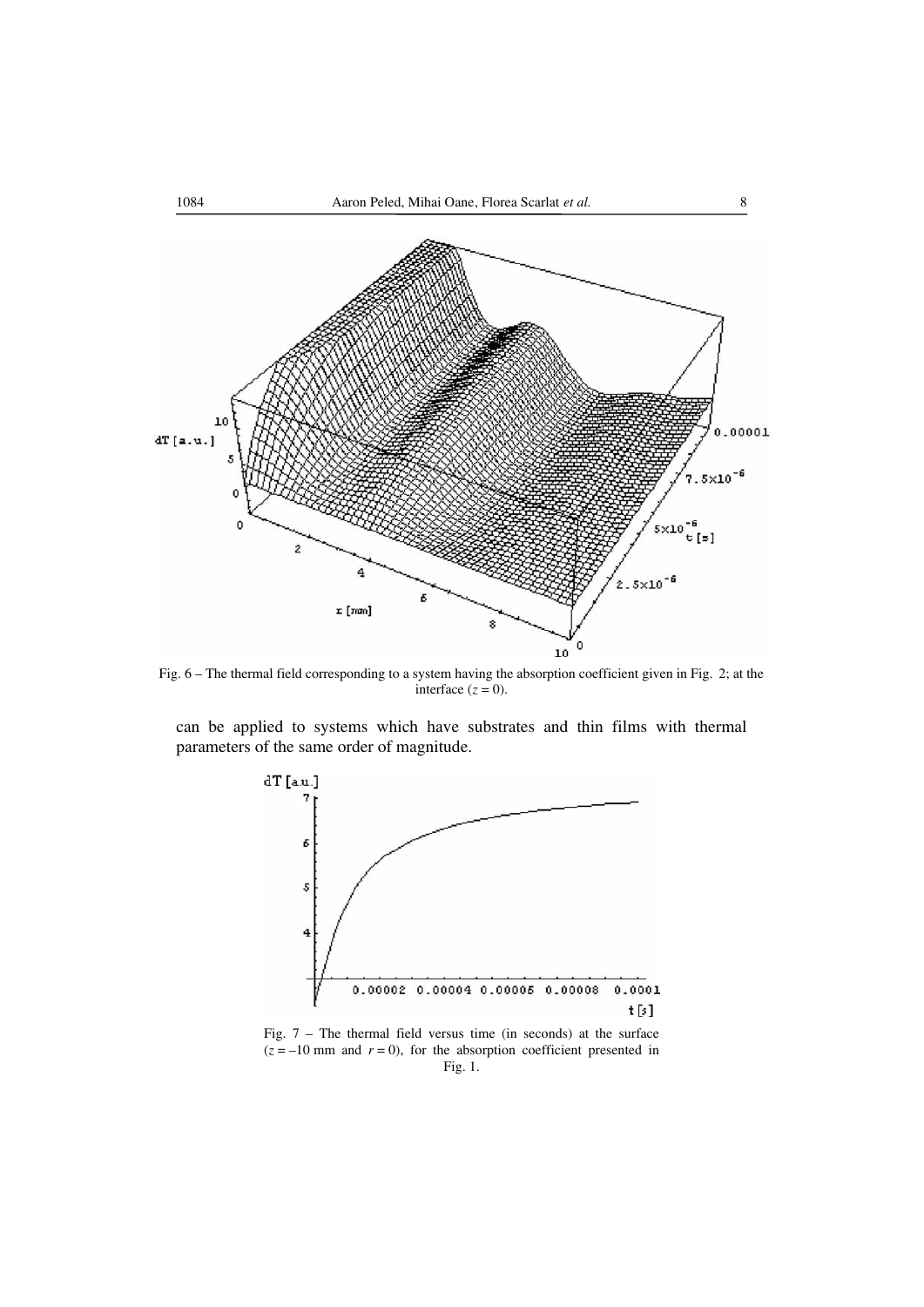Fig. 6 – The thermal field corresponding to a system having the absorption coefficient given in Fig. 2; at the interface ($z = 0$).

can be applied to systems which have substrates and thin films with thermal parameters of the same order of magnitude.

Fig. 7 – The thermal field versus time (in seconds) at the surface ($z = -10$ mm and $r = 0$), for the absorption coefficient presented in Fig. 1.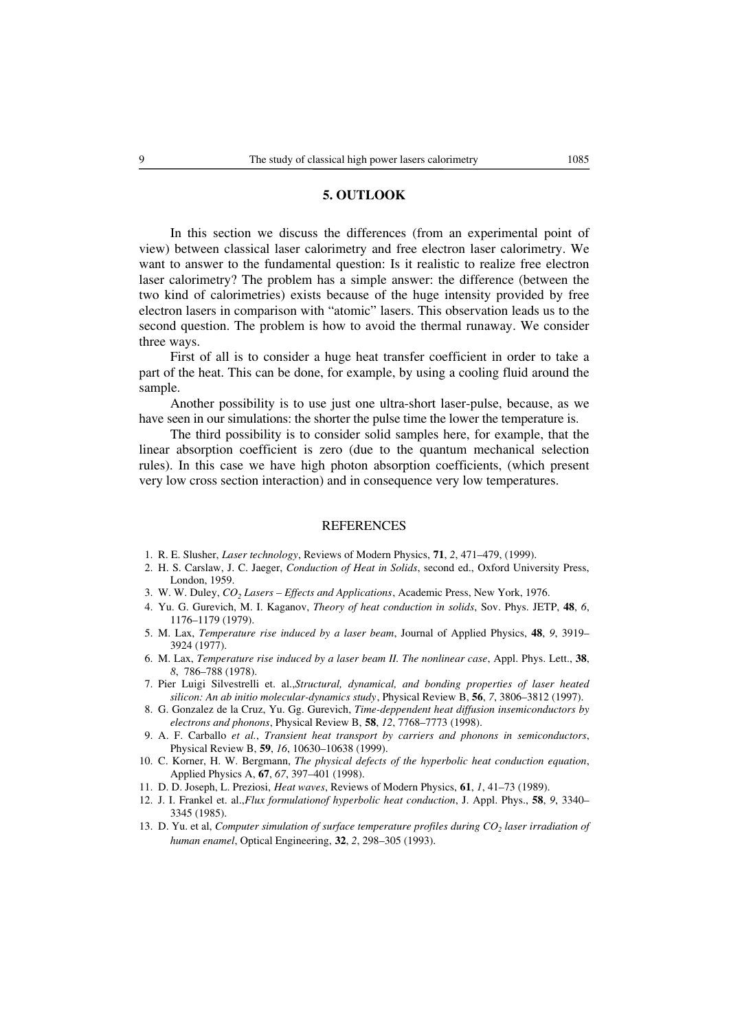## 5. OUTLOOK

In this section we discuss the differences (from an experimental point of view) between classical laser calorimetry and free electron laser calorimetry. We want to answer to the fundamental question: Is it realistic to realize free electron laser calorimetry? The problem has a simple answer: the difference (between the two kind of calorimetries) exists because of the huge intensity provided by free electron lasers in comparison with "atomic" lasers. This observation leads us to the second question. The problem is how to avoid the thermal runaway. We consider three ways.

First of all is to consider a huge heat transfer coefficient in order to take a part of the heat. This can be done, for example, by using a cooling fluid around the sample.

Another possibility is to use just one ultra-short laser-pulse, because, as we have seen in our simulations: the shorter the pulse time the lower the temperature is.

The third possibility is to consider solid samples here, for example, that the linear absorption coefficient is zero (due to the quantum mechanical selection rules). In this case we have high photon absorption coefficients, (which present very low cross section interaction) and in consequence very low temperatures.

## REFERENCES

1. R. E. Slusher, *Laser technology*, Reviews of Modern Physics, **71**, *2*, 471–479, (1999).
2. H. S. Carslaw, J. C. Jaeger, *Conduction of Heat in Solids*, second ed., Oxford University Press, London, 1959.
3. W. W. Duley, *$CO_2$ Lasers – Effects and Applications*, Academic Press, New York, 1976.
4. Yu. G. Gurevich, M. I. Kaganov, *Theory of heat conduction in solids*, Sov. Phys. JETP, **48**, *6*, 1176–1179 (1979).
5. M. Lax, *Temperature rise induced by a laser beam*, Journal of Applied Physics, **48**, *9*, 3919–3924 (1977).
6. M. Lax, *Temperature rise induced by a laser beam II. The nonlinear case*, Appl. Phys. Lett., **38**, *8*, 786–788 (1978).
7. Pier Luigi Silvestrelli et. al.,*Structural, dynamical, and bonding properties of laser heated silicon: An ab initio molecular-dynamics study*, Physical Review B, **56**, *7*, 3806–3812 (1997).
8. G. Gonzalez de la Cruz, Yu. Gg. Gurevich, *Time-deppendent heat diffusion insemiconductors by electrons and phonons*, Physical Review B, **58**, *12*, 7768–7773 (1998).
9. A. F. Carballo *et al.*, *Transient heat transport by carriers and phonons in semiconductors*, Physical Review B, **59**, *16*, 10630–10638 (1999).
10. C. Korner, H. W. Bergmann, *The physical defects of the hyperbolic heat conduction equation*, Applied Physics A, **67**, *67*, 397–401 (1998).
11. D. D. Joseph, L. Preziosi, *Heat waves*, Reviews of Modern Physics, **61**, *1*, 41–73 (1989).
12. J. I. Frankel et. al.,*Flux formulationof hyperbolic heat conduction*, J. Appl. Phys., **58**, *9*, 3340–3345 (1985).
13. D. Yu. et al, *Computer simulation of surface temperature profiles during $CO_2$ laser irradiation of human enamel*, Optical Engineering, **32**, *2*, 298–305 (1993).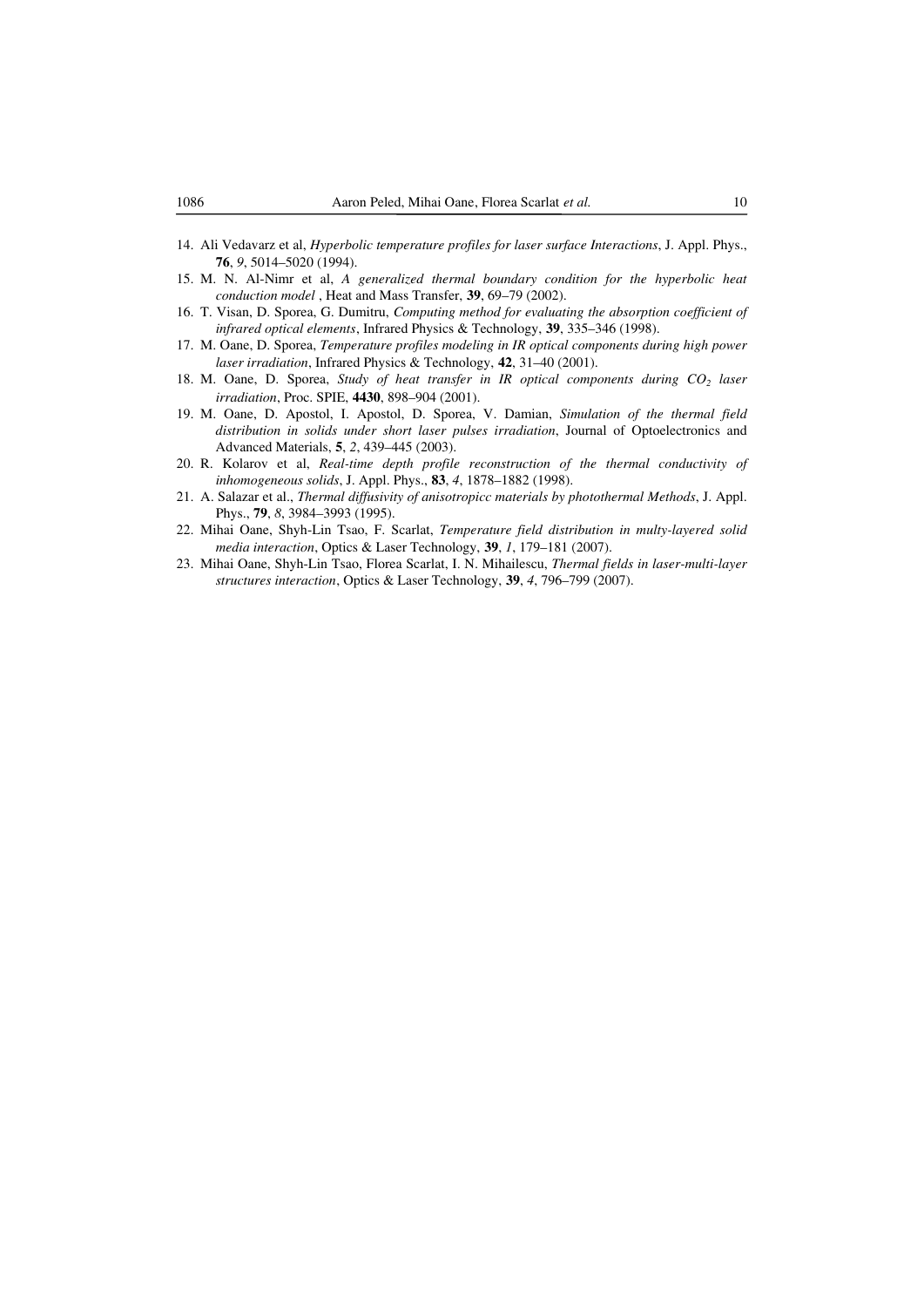14. Ali Vedavarz et al, *Hyperbolic temperature profiles for laser surface Interactions*, J. Appl. Phys., **76**, *9*, 5014–5020 (1994).
15. M. N. Al-Nimr et al, *A generalized thermal boundary condition for the hyperbolic heat conduction model* , Heat and Mass Transfer, **39**, 69–79 (2002).
16. T. Visan, D. Sporea, G. Dumitru, *Computing method for evaluating the absorption coefficient of infrared optical elements*, Infrared Physics & Technology, **39**, 335–346 (1998).
17. M. Oane, D. Sporea, *Temperature profiles modeling in IR optical components during high power laser irradiation*, Infrared Physics & Technology, **42**, 31–40 (2001).
18. M. Oane, D. Sporea, *Study of heat transfer in IR optical components during $CO_2$ laser irradiation*, Proc. SPIE, **4430**, 898–904 (2001).
19. M. Oane, D. Apostol, I. Apostol, D. Sporea, V. Damian, *Simulation of the thermal field distribution in solids under short laser pulses irradiation*, Journal of Optoelectronics and Advanced Materials, **5**, *2*, 439–445 (2003).
20. R. Kolarov et al, *Real-time depth profile reconstruction of the thermal conductivity of inhomogeneous solids*, J. Appl. Phys., **83**, *4*, 1878–1882 (1998).
21. A. Salazar et al., *Thermal diffusivity of anisotropicc materials by photothermal Methods*, J. Appl. Phys., **79**, *8*, 3984–3993 (1995).
22. Mihai Oane, Shyh-Lin Tsao, F. Scarlat, *Temperature field distribution in multy-layered solid media interaction*, Optics & Laser Technology, **39**, *1*, 179–181 (2007).
23. Mihai Oane, Shyh-Lin Tsao, Florea Scarlat, I. N. Mihailescu, *Thermal fields in laser-multi-layer structures interaction*, Optics & Laser Technology, **39**, *4*, 796–799 (2007).